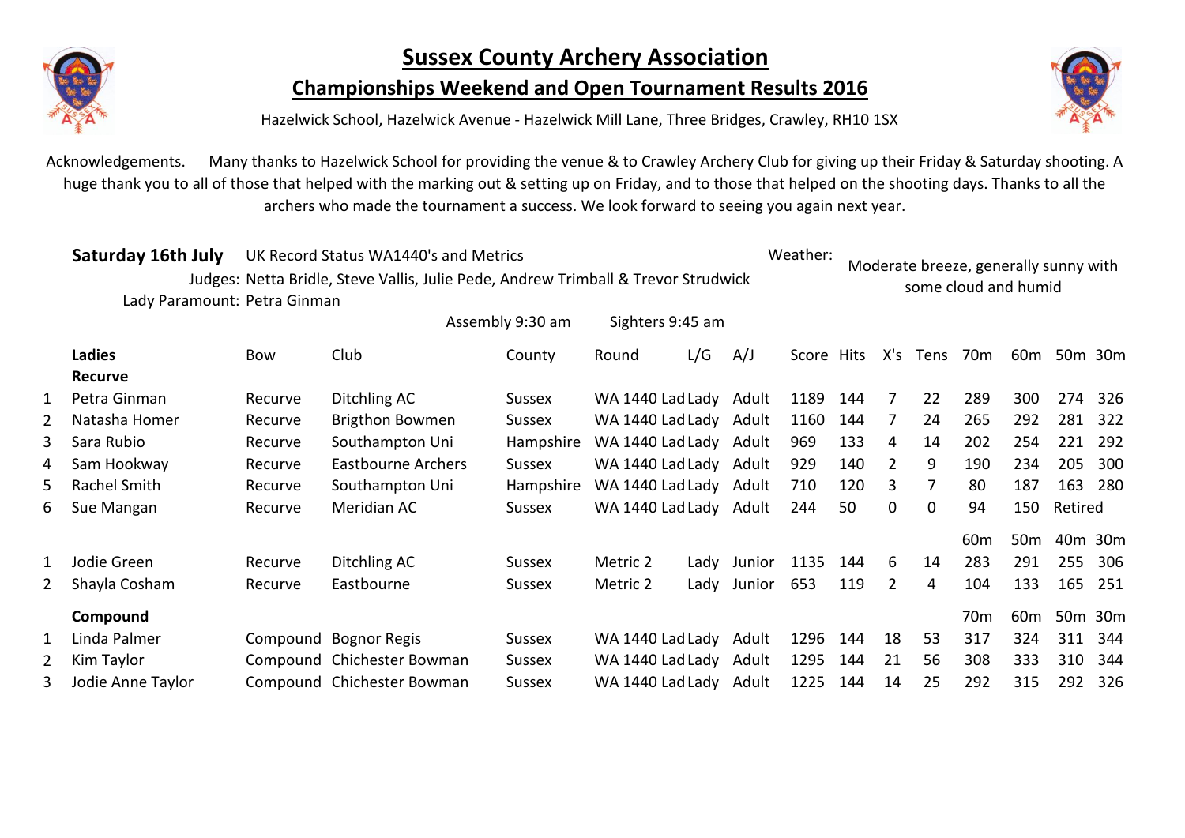# Sussex County Archery Association

## Championships Weekend and Open Tournament Results 2016

Hazelwick School, Hazelwick Avenue - Hazelwick Mill Lane, Three Bridges, Crawley, RH10 1SX

Acknowledgements. Many thanks to Hazelwick School for providing the venue & to Crawley Archery Club for giving up their Friday & Saturday shooting. A huge thank you to all of those that helped with the marking out & setting up on Friday, and to those that helped on the shooting days. Thanks to all the archers who made the tournament a success. We look forward to seeing you again next year.

**Saturday 16th July** UK Record Status WA1440's and Metrics

Judges: Netta Bridle, Steve Vallis, Julie Pede, Andrew Trimball & Trevor Strudwick

Lady Paramount: Petra Ginman

Weather: Moderate breeze, generally sunny with some cloud and humid

Assembly 9:30 am Sighters 9:45 am

| | Ladies | Bow | Club | County | Round | L/G | A/J | Score | Hits | X's | Tens | 70m | 60m | 50m | 30m |
|---|---|---|---|---|---|---|---|---|---|---|---|---|---|---|---|
| | **Recurve** | | | | | | | | | | | | | | |
| 1 | Petra Ginman | Recurve | Ditchling AC | Sussex | WA 1440 Lad | Lady | Adult | 1189 | 144 | 7 | 22 | 289 | 300 | 274 | 326 |
| 2 | Natasha Homer | Recurve | Brigthon Bowmen | Sussex | WA 1440 Lad | Lady | Adult | 1160 | 144 | 7 | 24 | 265 | 292 | 281 | 322 |
| 3 | Sara Rubio | Recurve | Southampton Uni | Hampshire | WA 1440 Lad | Lady | Adult | 969 | 133 | 4 | 14 | 202 | 254 | 221 | 292 |
| 4 | Sam Hookway | Recurve | Eastbourne Archers | Sussex | WA 1440 Lad | Lady | Adult | 929 | 140 | 2 | 9 | 190 | 234 | 205 | 300 |
| 5 | Rachel Smith | Recurve | Southampton Uni | Hampshire | WA 1440 Lad | Lady | Adult | 710 | 120 | 3 | 7 | 80 | 187 | 163 | 280 |
| 6 | Sue Mangan | Recurve | Meridian AC | Sussex | WA 1440 Lad | Lady | Adult | 244 | 50 | 0 | 0 | 94 | 150 | Retired | |
| | | | | | | | | | | | | 60m | 50m | 40m | 30m |
| 1 | Jodie Green | Recurve | Ditchling AC | Sussex | Metric 2 | Lady | Junior | 1135 | 144 | 6 | 14 | 283 | 291 | 255 | 306 |
| 2 | Shayla Cosham | Recurve | Eastbourne | Sussex | Metric 2 | Lady | Junior | 653 | 119 | 2 | 4 | 104 | 133 | 165 | 251 |
| | **Compound** | | | | | | | | | | | 70m | 60m | 50m | 30m |
| 1 | Linda Palmer | Compound | Bognor Regis | Sussex | WA 1440 Lad | Lady | Adult | 1296 | 144 | 18 | 53 | 317 | 324 | 311 | 344 |
| 2 | Kim Taylor | Compound | Chichester Bowman | Sussex | WA 1440 Lad | Lady | Adult | 1295 | 144 | 21 | 56 | 308 | 333 | 310 | 344 |
| 3 | Jodie Anne Taylor | Compound | Chichester Bowman | Sussex | WA 1440 Lad | Lady | Adult | 1225 | 144 | 14 | 25 | 292 | 315 | 292 | 326 |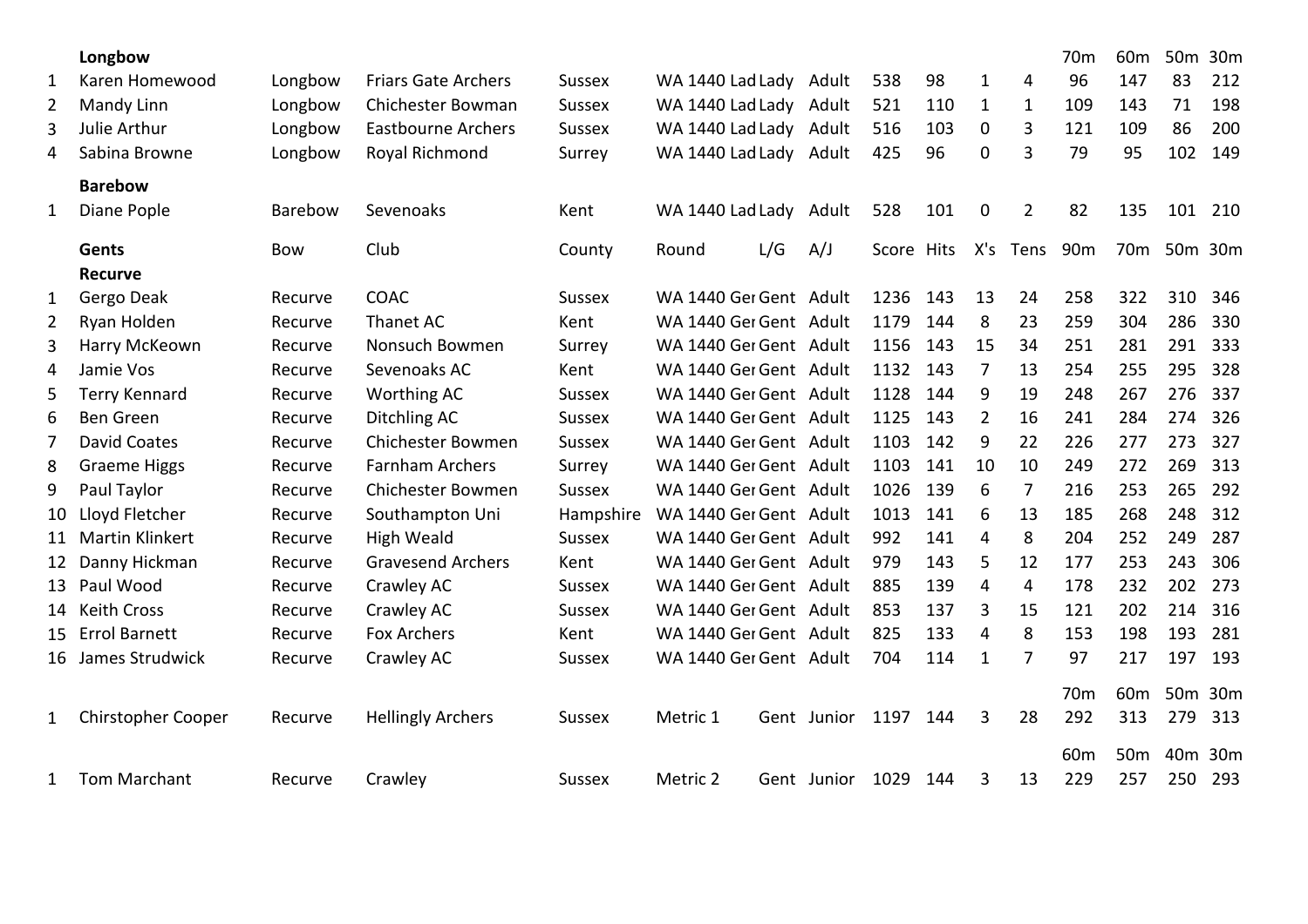| | Longbow | | | | | | | | | | | 70m | 60m | 50m | 30m |
|---|---|---|---|---|---|---|---|---|---|---|---|---|---|---|---|
| 1 | Karen Homewood | Longbow | Friars Gate Archers | Sussex | WA 1440 Lad | Lady | Adult | 538 | 98 | 1 | 4 | 96 | 147 | 83 | 212 |
| 2 | Mandy Linn | Longbow | Chichester Bowman | Sussex | WA 1440 Lad | Lady | Adult | 521 | 110 | 1 | 1 | 109 | 143 | 71 | 198 |
| 3 | Julie Arthur | Longbow | Eastbourne Archers | Sussex | WA 1440 Lad | Lady | Adult | 516 | 103 | 0 | 3 | 121 | 109 | 86 | 200 |
| 4 | Sabina Browne | Longbow | Royal Richmond | Surrey | WA 1440 Lad | Lady | Adult | 425 | 96 | 0 | 3 | 79 | 95 | 102 | 149 |
| | **Barebow** | | | | | | | | | | | | | | |
| 1 | Diane Pople | Barebow | Sevenoaks | Kent | WA 1440 Lad | Lady | Adult | 528 | 101 | 0 | 2 | 82 | 135 | 101 | 210 |

| | Gents | Bow | Club | County | Round | L/G | A/J | Score | Hits | X's | Tens | 90m | 70m | 50m | 30m |
|---|---|---|---|---|---|---|---|---|---|---|---|---|---|---|---|
| | **Recurve** | | | | | | | | | | | | | | |
| 1 | Gergo Deak | Recurve | COAC | Sussex | WA 1440 Ger | Gent | Adult | 1236 | 143 | 13 | 24 | 258 | 322 | 310 | 346 |
| 2 | Ryan Holden | Recurve | Thanet AC | Kent | WA 1440 Ger | Gent | Adult | 1179 | 144 | 8 | 23 | 259 | 304 | 286 | 330 |
| 3 | Harry McKeown | Recurve | Nonsuch Bowmen | Surrey | WA 1440 Ger | Gent | Adult | 1156 | 143 | 15 | 34 | 251 | 281 | 291 | 333 |
| 4 | Jamie Vos | Recurve | Sevenoaks AC | Kent | WA 1440 Ger | Gent | Adult | 1132 | 143 | 7 | 13 | 254 | 255 | 295 | 328 |
| 5 | Terry Kennard | Recurve | Worthing AC | Sussex | WA 1440 Ger | Gent | Adult | 1128 | 144 | 9 | 19 | 248 | 267 | 276 | 337 |
| 6 | Ben Green | Recurve | Ditchling AC | Sussex | WA 1440 Ger | Gent | Adult | 1125 | 143 | 2 | 16 | 241 | 284 | 274 | 326 |
| 7 | David Coates | Recurve | Chichester Bowmen | Sussex | WA 1440 Ger | Gent | Adult | 1103 | 142 | 9 | 22 | 226 | 277 | 273 | 327 |
| 8 | Graeme Higgs | Recurve | Farnham Archers | Surrey | WA 1440 Ger | Gent | Adult | 1103 | 141 | 10 | 10 | 249 | 272 | 269 | 313 |
| 9 | Paul Taylor | Recurve | Chichester Bowmen | Sussex | WA 1440 Ger | Gent | Adult | 1026 | 139 | 6 | 7 | 216 | 253 | 265 | 292 |
| 10 | Lloyd Fletcher | Recurve | Southampton Uni | Hampshire | WA 1440 Ger | Gent | Adult | 1013 | 141 | 6 | 13 | 185 | 268 | 248 | 312 |
| 11 | Martin Klinkert | Recurve | High Weald | Sussex | WA 1440 Ger | Gent | Adult | 992 | 141 | 4 | 8 | 204 | 252 | 249 | 287 |
| 12 | Danny Hickman | Recurve | Gravesend Archers | Kent | WA 1440 Ger | Gent | Adult | 979 | 143 | 5 | 12 | 177 | 253 | 243 | 306 |
| 13 | Paul Wood | Recurve | Crawley AC | Sussex | WA 1440 Ger | Gent | Adult | 885 | 139 | 4 | 4 | 178 | 232 | 202 | 273 |
| 14 | Keith Cross | Recurve | Crawley AC | Sussex | WA 1440 Ger | Gent | Adult | 853 | 137 | 3 | 15 | 121 | 202 | 214 | 316 |
| 15 | Errol Barnett | Recurve | Fox Archers | Kent | WA 1440 Ger | Gent | Adult | 825 | 133 | 4 | 8 | 153 | 198 | 193 | 281 |
| 16 | James Strudwick | Recurve | Crawley AC | Sussex | WA 1440 Ger | Gent | Adult | 704 | 114 | 1 | 7 | 97 | 217 | 197 | 193 |
| | | | | | | | | | | | | 70m | 60m | 50m | 30m |
| 1 | Chirstopher Cooper | Recurve | Hellingly Archers | Sussex | Metric 1 | Gent | Junior | 1197 | 144 | 3 | 28 | 292 | 313 | 279 | 313 |
| | | | | | | | | | | | | 60m | 50m | 40m | 30m |
| 1 | Tom Marchant | Recurve | Crawley | Sussex | Metric 2 | Gent | Junior | 1029 | 144 | 3 | 13 | 229 | 257 | 250 | 293 |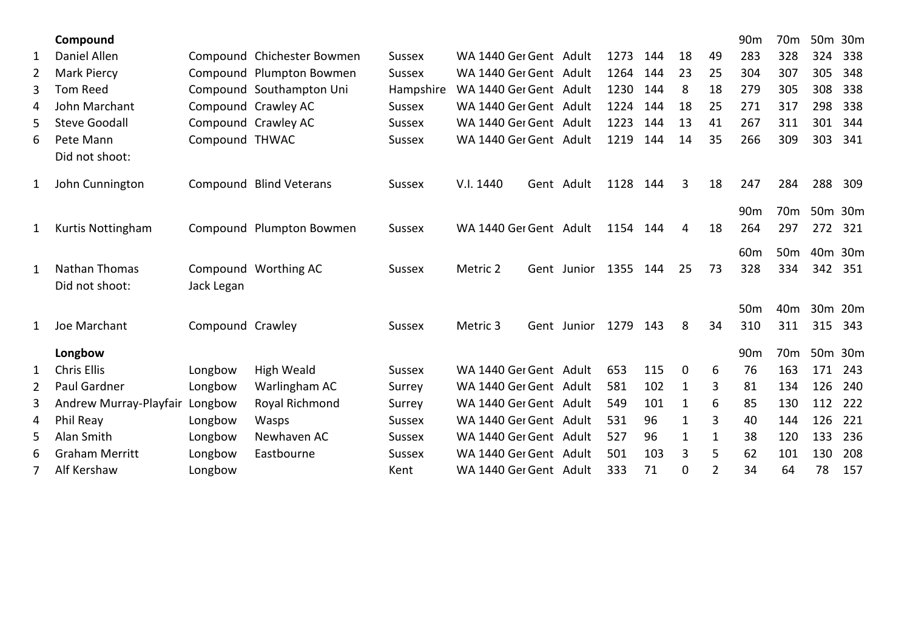| | **Compound** | | | | | | | | | | | 90m | 70m | 50m | 30m |
|---|---|---|---|---|---|---|---|---|---|---|---|---|---|---|---|
| 1 | Daniel Allen | Compound | Chichester Bowmen | Sussex | WA 1440 Ger | Gent | Adult | 1273 | 144 | 18 | 49 | 283 | 328 | 324 | 338 |
| 2 | Mark Piercy | Compound | Plumpton Bowmen | Sussex | WA 1440 Ger | Gent | Adult | 1264 | 144 | 23 | 25 | 304 | 307 | 305 | 348 |
| 3 | Tom Reed | Compound | Southampton Uni | Hampshire | WA 1440 Ger | Gent | Adult | 1230 | 144 | 8 | 18 | 279 | 305 | 308 | 338 |
| 4 | John Marchant | Compound | Crawley AC | Sussex | WA 1440 Ger | Gent | Adult | 1224 | 144 | 18 | 25 | 271 | 317 | 298 | 338 |
| 5 | Steve Goodall | Compound | Crawley AC | Sussex | WA 1440 Ger | Gent | Adult | 1223 | 144 | 13 | 41 | 267 | 311 | 301 | 344 |
| 6 | Pete Mann | Compound | THWAC | Sussex | WA 1440 Ger | Gent | Adult | 1219 | 144 | 14 | 35 | 266 | 309 | 303 | 341 |
| | Did not shoot: | | | | | | | | | | | | | | |
| 1 | John Cunnington | Compound | Blind Veterans | Sussex | V.I. 1440 | Gent | Adult | 1128 | 144 | 3 | 18 | 247 | 284 | 288 | 309 |
| | | | | | | | | | | | | 90m | 70m | 50m | 30m |
| 1 | Kurtis Nottingham | Compound | Plumpton Bowmen | Sussex | WA 1440 Ger | Gent | Adult | 1154 | 144 | 4 | 18 | 264 | 297 | 272 | 321 |
| | | | | | | | | | | | | 60m | 50m | 40m | 30m |
| 1 | Nathan Thomas | Compound | Worthing AC | Sussex | Metric 2 | Gent | Junior | 1355 | 144 | 25 | 73 | 328 | 334 | 342 | 351 |
| | Did not shoot: | Jack Legan | | | | | | | | | | | | | |
| | | | | | | | | | | | | 50m | 40m | 30m | 20m |
| 1 | Joe Marchant | Compound | Crawley | Sussex | Metric 3 | Gent | Junior | 1279 | 143 | 8 | 34 | 310 | 311 | 315 | 343 |
| | **Longbow** | | | | | | | | | | | 90m | 70m | 50m | 30m |
| 1 | Chris Ellis | Longbow | High Weald | Sussex | WA 1440 Ger | Gent | Adult | 653 | 115 | 0 | 6 | 76 | 163 | 171 | 243 |
| 2 | Paul Gardner | Longbow | Warlingham AC | Surrey | WA 1440 Ger | Gent | Adult | 581 | 102 | 1 | 3 | 81 | 134 | 126 | 240 |
| 3 | Andrew Murray-Playfair | Longbow | Royal Richmond | Surrey | WA 1440 Ger | Gent | Adult | 549 | 101 | 1 | 6 | 85 | 130 | 112 | 222 |
| 4 | Phil Reay | Longbow | Wasps | Sussex | WA 1440 Ger | Gent | Adult | 531 | 96 | 1 | 3 | 40 | 144 | 126 | 221 |
| 5 | Alan Smith | Longbow | Newhaven AC | Sussex | WA 1440 Ger | Gent | Adult | 527 | 96 | 1 | 1 | 38 | 120 | 133 | 236 |
| 6 | Graham Merritt | Longbow | Eastbourne | Sussex | WA 1440 Ger | Gent | Adult | 501 | 103 | 3 | 5 | 62 | 101 | 130 | 208 |
| 7 | Alf Kershaw | Longbow | | Kent | WA 1440 Ger | Gent | Adult | 333 | 71 | 0 | 2 | 34 | 64 | 78 | 157 |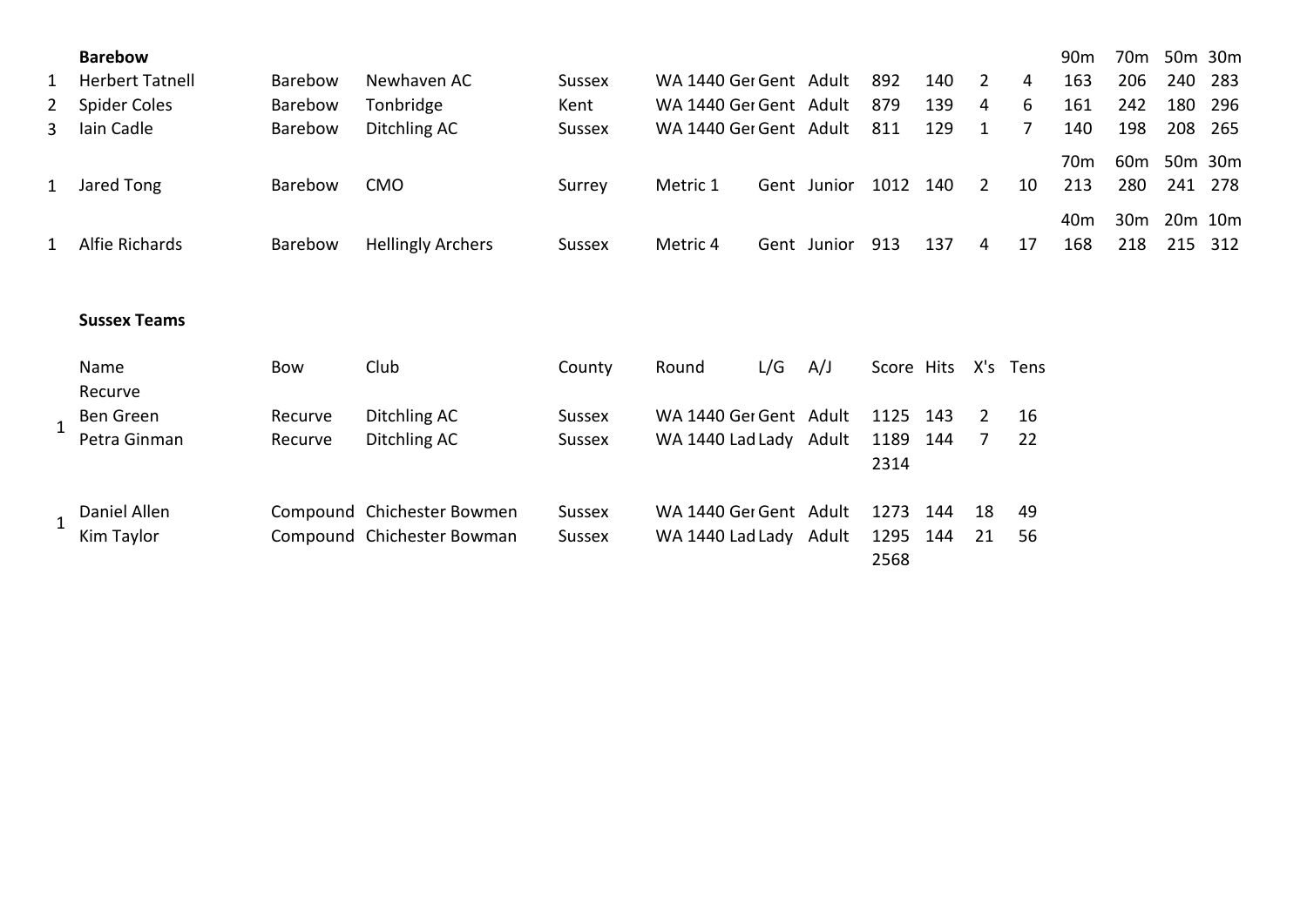**Barebow**

| | | | | | | | | | | | | | | | |
|---|---|---|---|---|---|---|---|---|---|---|---|---|---|---|---|
| | | | | | | | | | | | | 90m | 70m | 50m | 30m |
| 1 | Herbert Tatnell | Barebow | Newhaven AC | Sussex | WA 1440 Ger | Gent | Adult | 892 | 140 | 2 | 4 | 163 | 206 | 240 | 283 |
| 2 | Spider Coles | Barebow | Tonbridge | Kent | WA 1440 Ger | Gent | Adult | 879 | 139 | 4 | 6 | 161 | 242 | 180 | 296 |
| 3 | Iain Cadle | Barebow | Ditchling AC | Sussex | WA 1440 Ger | Gent | Adult | 811 | 129 | 1 | 7 | 140 | 198 | 208 | 265 |
| | | | | | | | | | | | | 70m | 60m | 50m | 30m |
| 1 | Jared Tong | Barebow | CMO | Surrey | Metric 1 | Gent | Junior | 1012 | 140 | 2 | 10 | 213 | 280 | 241 | 278 |
| | | | | | | | | | | | | 40m | 30m | 20m | 10m |
| 1 | Alfie Richards | Barebow | Hellingly Archers | Sussex | Metric 4 | Gent | Junior | 913 | 137 | 4 | 17 | 168 | 218 | 215 | 312 |

**Sussex Teams**

| | Name | Bow | Club | County | Round | L/G | A/J | Score | Hits | X's | Tens |
|---|---|---|---|---|---|---|---|---|---|---|---|
| | Recurve | | | | | | | | | | |
| 1 | Ben Green | Recurve | Ditchling AC | Sussex | WA 1440 Ger | Gent | Adult | 1125 | 143 | 2 | 16 |
| | Petra Ginman | Recurve | Ditchling AC | Sussex | WA 1440 Lad | Lady | Adult | 1189 | 144 | 7 | 22 |
| | | | | | | | | 2314 | | | |
| 1 | Daniel Allen | Compound | Chichester Bowmen | Sussex | WA 1440 Ger | Gent | Adult | 1273 | 144 | 18 | 49 |
| | Kim Taylor | Compound | Chichester Bowman | Sussex | WA 1440 Lad | Lady | Adult | 1295 | 144 | 21 | 56 |
| | | | | | | | | 2568 | | | |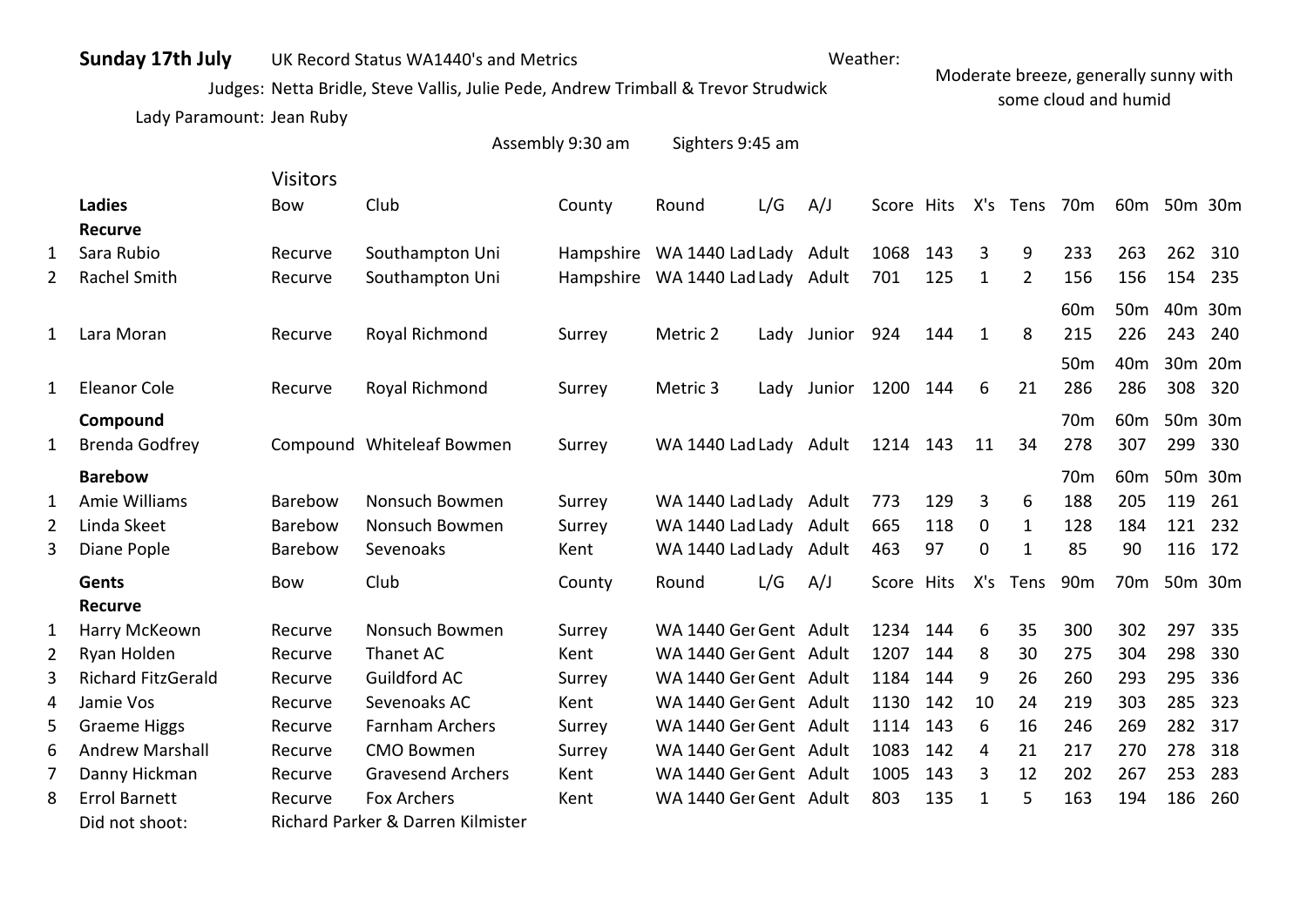**Sunday 17th July** UK Record Status WA1440's and Metrics

Judges: Netta Bridle, Steve Vallis, Julie Pede, Andrew Trimball & Trevor Strudwick

Lady Paramount: Jean Ruby

Weather: Moderate breeze, generally sunny with some cloud and humid

Assembly 9:30 am Sighters 9:45 am

Visitors

| | Ladies | Bow | Club | County | Round | L/G | A/J | Score | Hits | X's | Tens | 70m | 60m | 50m | 30m |
|---|---|---|---|---|---|---|---|---|---|---|---|---|---|---|---|
| | **Recurve** | | | | | | | | | | | | | | |
| 1 | Sara Rubio | Recurve | Southampton Uni | Hampshire | WA 1440 Lad | Lady | Adult | 1068 | 143 | 3 | 9 | 233 | 263 | 262 | 310 |
| 2 | Rachel Smith | Recurve | Southampton Uni | Hampshire | WA 1440 Lad | Lady | Adult | 701 | 125 | 1 | 2 | 156 | 156 | 154 | 235 |
| | | | | | | | | | | | | 60m | 50m | 40m | 30m |
| 1 | Lara Moran | Recurve | Royal Richmond | Surrey | Metric 2 | Lady | Junior | 924 | 144 | 1 | 8 | 215 | 226 | 243 | 240 |
| | | | | | | | | | | | | 50m | 40m | 30m | 20m |
| 1 | Eleanor Cole | Recurve | Royal Richmond | Surrey | Metric 3 | Lady | Junior | 1200 | 144 | 6 | 21 | 286 | 286 | 308 | 320 |
| | **Compound** | | | | | | | | | | | 70m | 60m | 50m | 30m |
| 1 | Brenda Godfrey | Compound | Whiteleaf Bowmen | Surrey | WA 1440 Lad | Lady | Adult | 1214 | 143 | 11 | 34 | 278 | 307 | 299 | 330 |
| | **Barebow** | | | | | | | | | | | 70m | 60m | 50m | 30m |
| 1 | Amie Williams | Barebow | Nonsuch Bowmen | Surrey | WA 1440 Lad | Lady | Adult | 773 | 129 | 3 | 6 | 188 | 205 | 119 | 261 |
| 2 | Linda Skeet | Barebow | Nonsuch Bowmen | Surrey | WA 1440 Lad | Lady | Adult | 665 | 118 | 0 | 1 | 128 | 184 | 121 | 232 |
| 3 | Diane Pople | Barebow | Sevenoaks | Kent | WA 1440 Lad | Lady | Adult | 463 | 97 | 0 | 1 | 85 | 90 | 116 | 172 |

| | Gents | Bow | Club | County | Round | L/G | A/J | Score | Hits | X's | Tens | 90m | 70m | 50m | 30m |
|---|---|---|---|---|---|---|---|---|---|---|---|---|---|---|---|
| | **Recurve** | | | | | | | | | | | | | | |
| 1 | Harry McKeown | Recurve | Nonsuch Bowmen | Surrey | WA 1440 Ger | Gent | Adult | 1234 | 144 | 6 | 35 | 300 | 302 | 297 | 335 |
| 2 | Ryan Holden | Recurve | Thanet AC | Kent | WA 1440 Ger | Gent | Adult | 1207 | 144 | 8 | 30 | 275 | 304 | 298 | 330 |
| 3 | Richard FitzGerald | Recurve | Guildford AC | Surrey | WA 1440 Ger | Gent | Adult | 1184 | 144 | 9 | 26 | 260 | 293 | 295 | 336 |
| 4 | Jamie Vos | Recurve | Sevenoaks AC | Kent | WA 1440 Ger | Gent | Adult | 1130 | 142 | 10 | 24 | 219 | 303 | 285 | 323 |
| 5 | Graeme Higgs | Recurve | Farnham Archers | Surrey | WA 1440 Ger | Gent | Adult | 1114 | 143 | 6 | 16 | 246 | 269 | 282 | 317 |
| 6 | Andrew Marshall | Recurve | CMO Bowmen | Surrey | WA 1440 Ger | Gent | Adult | 1083 | 142 | 4 | 21 | 217 | 270 | 278 | 318 |
| 7 | Danny Hickman | Recurve | Gravesend Archers | Kent | WA 1440 Ger | Gent | Adult | 1005 | 143 | 3 | 12 | 202 | 267 | 253 | 283 |
| 8 | Errol Barnett | Recurve | Fox Archers | Kent | WA 1440 Ger | Gent | Adult | 803 | 135 | 1 | 5 | 163 | 194 | 186 | 260 |

Did not shoot: Richard Parker & Darren Kilmister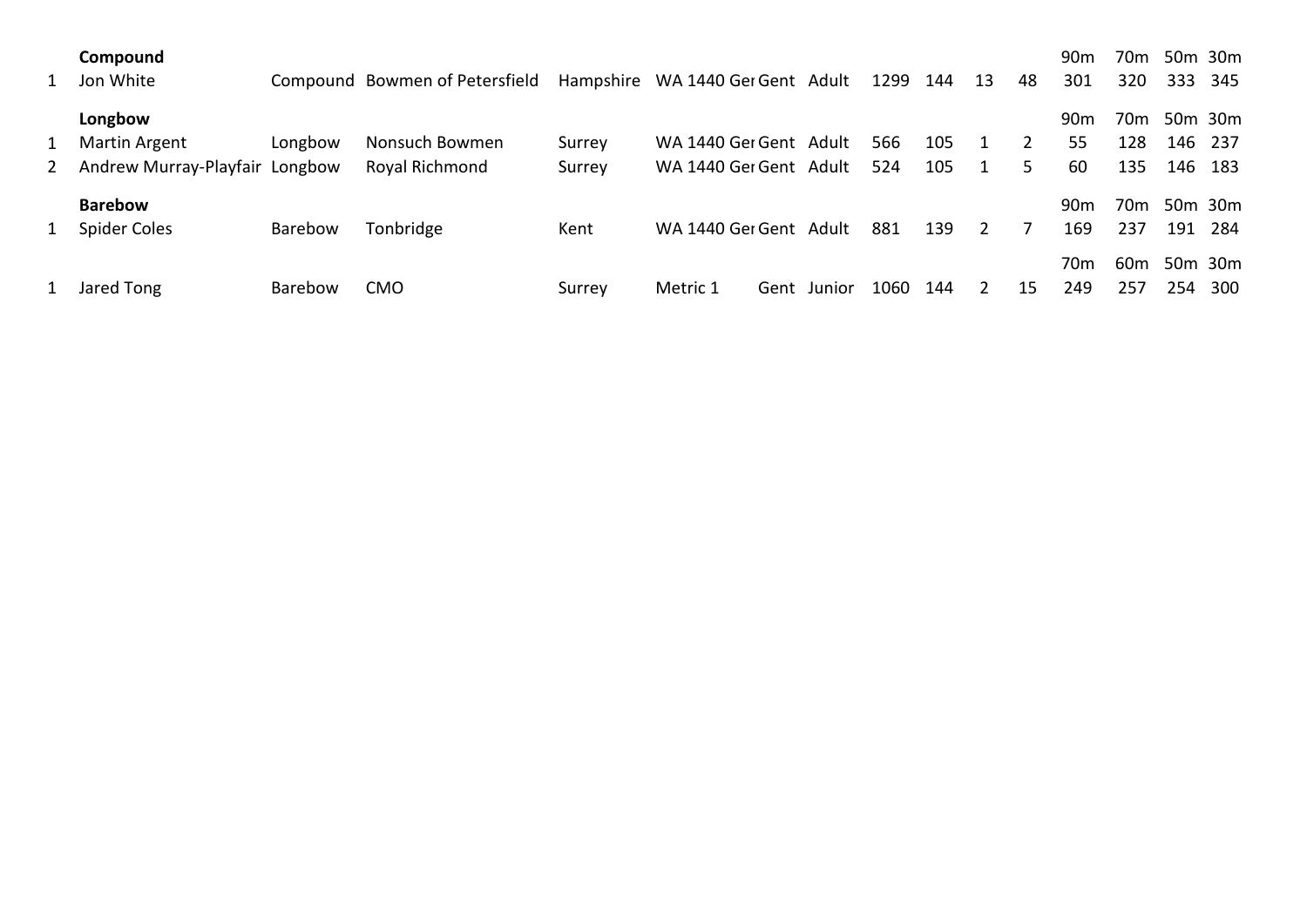| | Compound | | | | | | | | | | | 90m | 70m | 50m | 30m |
|---|---|---|---|---|---|---|---|---|---|---|---|---|---|---|---|
| 1 | Jon White | Compound | Bowmen of Petersfield | Hampshire | WA 1440 Ger | Gent | Adult | 1299 | 144 | 13 | 48 | 301 | 320 | 333 | 345 |
| | **Longbow** | | | | | | | | | | | 90m | 70m | 50m | 30m |
| 1 | Martin Argent | Longbow | Nonsuch Bowmen | Surrey | WA 1440 Ger | Gent | Adult | 566 | 105 | 1 | 2 | 55 | 128 | 146 | 237 |
| 2 | Andrew Murray-Playfair | Longbow | Royal Richmond | Surrey | WA 1440 Ger | Gent | Adult | 524 | 105 | 1 | 5 | 60 | 135 | 146 | 183 |
| | **Barebow** | | | | | | | | | | | 90m | 70m | 50m | 30m |
| 1 | Spider Coles | Barebow | Tonbridge | Kent | WA 1440 Ger | Gent | Adult | 881 | 139 | 2 | 7 | 169 | 237 | 191 | 284 |
| | | | | | | | | | | | | 70m | 60m | 50m | 30m |
| 1 | Jared Tong | Barebow | CMO | Surrey | Metric 1 | Gent | Junior | 1060 | 144 | 2 | 15 | 249 | 257 | 254 | 300 |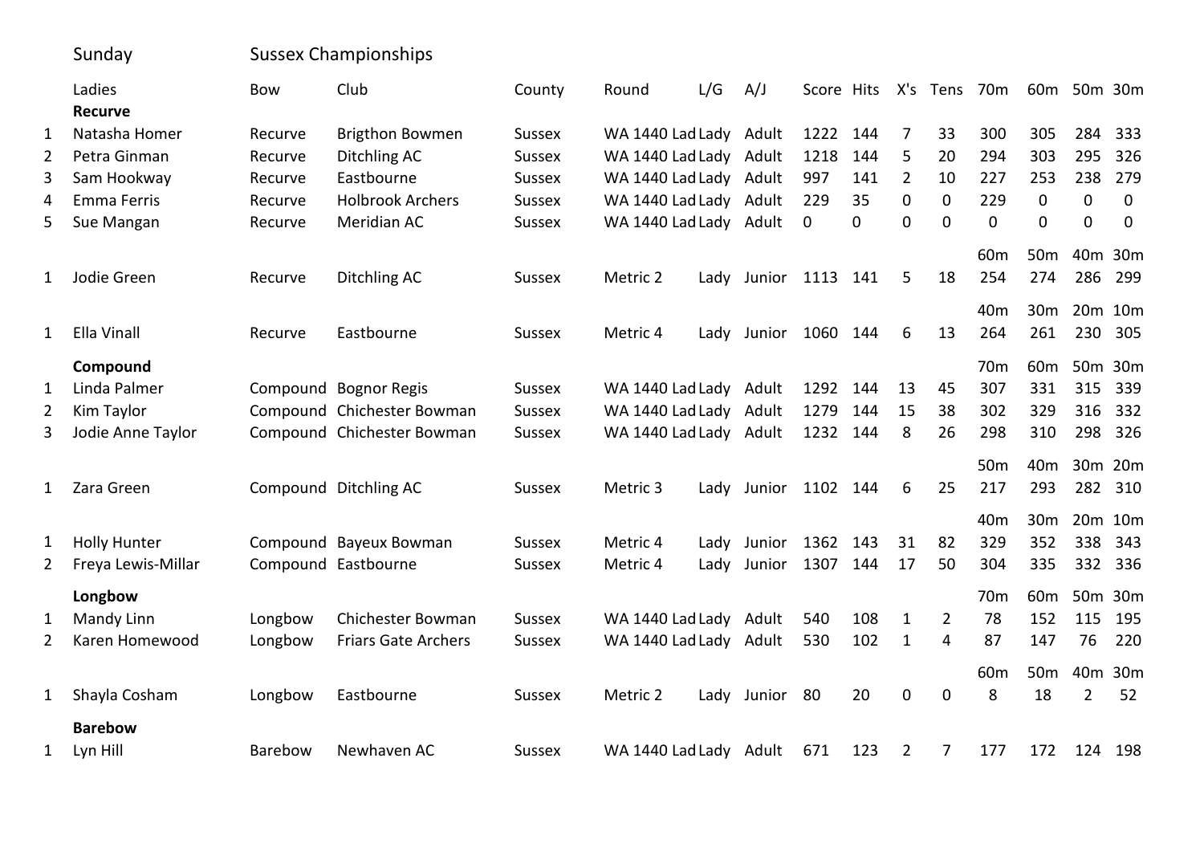Sunday Sussex Championships

| | Ladies | Bow | Club | County | Round | L/G | A/J | Score | Hits | X's | Tens | 70m | 60m | 50m | 30m |
|---|---|---|---|---|---|---|---|---|---|---|---|---|---|---|---|
| | **Recurve** | | | | | | | | | | | | | | |
| 1 | Natasha Homer | Recurve | Brigthon Bowmen | Sussex | WA 1440 Lad | Lady | Adult | 1222 | 144 | 7 | 33 | 300 | 305 | 284 | 333 |
| 2 | Petra Ginman | Recurve | Ditchling AC | Sussex | WA 1440 Lad | Lady | Adult | 1218 | 144 | 5 | 20 | 294 | 303 | 295 | 326 |
| 3 | Sam Hookway | Recurve | Eastbourne | Sussex | WA 1440 Lad | Lady | Adult | 997 | 141 | 2 | 10 | 227 | 253 | 238 | 279 |
| 4 | Emma Ferris | Recurve | Holbrook Archers | Sussex | WA 1440 Lad | Lady | Adult | 229 | 35 | 0 | 0 | 229 | 0 | 0 | 0 |
| 5 | Sue Mangan | Recurve | Meridian AC | Sussex | WA 1440 Lad | Lady | Adult | 0 | 0 | 0 | 0 | 0 | 0 | 0 | 0 |
| | | | | | | | | | | | | 60m | 50m | 40m | 30m |
| 1 | Jodie Green | Recurve | Ditchling AC | Sussex | Metric 2 | Lady | Junior | 1113 | 141 | 5 | 18 | 254 | 274 | 286 | 299 |
| | | | | | | | | | | | | 40m | 30m | 20m | 10m |
| 1 | Ella Vinall | Recurve | Eastbourne | Sussex | Metric 4 | Lady | Junior | 1060 | 144 | 6 | 13 | 264 | 261 | 230 | 305 |
| | **Compound** | | | | | | | | | | | 70m | 60m | 50m | 30m |
| 1 | Linda Palmer | Compound | Bognor Regis | Sussex | WA 1440 Lad | Lady | Adult | 1292 | 144 | 13 | 45 | 307 | 331 | 315 | 339 |
| 2 | Kim Taylor | Compound | Chichester Bowman | Sussex | WA 1440 Lad | Lady | Adult | 1279 | 144 | 15 | 38 | 302 | 329 | 316 | 332 |
| 3 | Jodie Anne Taylor | Compound | Chichester Bowman | Sussex | WA 1440 Lad | Lady | Adult | 1232 | 144 | 8 | 26 | 298 | 310 | 298 | 326 |
| | | | | | | | | | | | | 50m | 40m | 30m | 20m |
| 1 | Zara Green | Compound | Ditchling AC | Sussex | Metric 3 | Lady | Junior | 1102 | 144 | 6 | 25 | 217 | 293 | 282 | 310 |
| | | | | | | | | | | | | 40m | 30m | 20m | 10m |
| 1 | Holly Hunter | Compound | Bayeux Bowman | Sussex | Metric 4 | Lady | Junior | 1362 | 143 | 31 | 82 | 329 | 352 | 338 | 343 |
| 2 | Freya Lewis-Millar | Compound | Eastbourne | Sussex | Metric 4 | Lady | Junior | 1307 | 144 | 17 | 50 | 304 | 335 | 332 | 336 |
| | **Longbow** | | | | | | | | | | | 70m | 60m | 50m | 30m |
| 1 | Mandy Linn | Longbow | Chichester Bowman | Sussex | WA 1440 Lad | Lady | Adult | 540 | 108 | 1 | 2 | 78 | 152 | 115 | 195 |
| 2 | Karen Homewood | Longbow | Friars Gate Archers | Sussex | WA 1440 Lad | Lady | Adult | 530 | 102 | 1 | 4 | 87 | 147 | 76 | 220 |
| | | | | | | | | | | | | 60m | 50m | 40m | 30m |
| 1 | Shayla Cosham | Longbow | Eastbourne | Sussex | Metric 2 | Lady | Junior | 80 | 20 | 0 | 0 | 8 | 18 | 2 | 52 |
| | **Barebow** | | | | | | | | | | | | | | |
| 1 | Lyn Hill | Barebow | Newhaven AC | Sussex | WA 1440 Lad | Lady | Adult | 671 | 123 | 2 | 7 | 177 | 172 | 124 | 198 |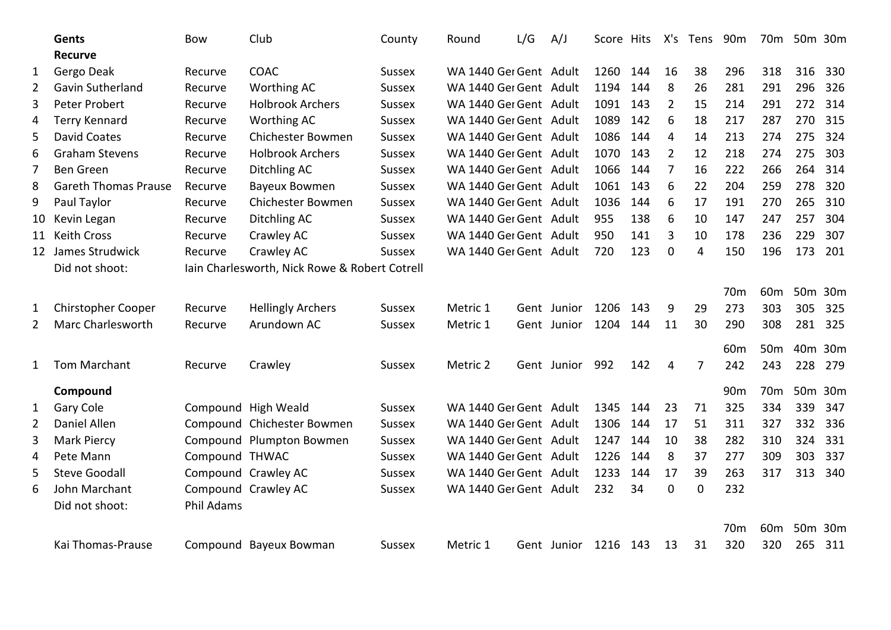| | Gents | Bow | Club | County | Round | L/G | A/J | Score | Hits | X's | Tens | 90m | 70m | 50m | 30m |
|---|---|---|---|---|---|---|---|---|---|---|---|---|---|---|---|
| | **Recurve** | | | | | | | | | | | | | | |
| 1 | Gergo Deak | Recurve | COAC | Sussex | WA 1440 Ger | Gent | Adult | 1260 | 144 | 16 | 38 | 296 | 318 | 316 | 330 |
| 2 | Gavin Sutherland | Recurve | Worthing AC | Sussex | WA 1440 Ger | Gent | Adult | 1194 | 144 | 8 | 26 | 281 | 291 | 296 | 326 |
| 3 | Peter Probert | Recurve | Holbrook Archers | Sussex | WA 1440 Ger | Gent | Adult | 1091 | 143 | 2 | 15 | 214 | 291 | 272 | 314 |
| 4 | Terry Kennard | Recurve | Worthing AC | Sussex | WA 1440 Ger | Gent | Adult | 1089 | 142 | 6 | 18 | 217 | 287 | 270 | 315 |
| 5 | David Coates | Recurve | Chichester Bowmen | Sussex | WA 1440 Ger | Gent | Adult | 1086 | 144 | 4 | 14 | 213 | 274 | 275 | 324 |
| 6 | Graham Stevens | Recurve | Holbrook Archers | Sussex | WA 1440 Ger | Gent | Adult | 1070 | 143 | 2 | 12 | 218 | 274 | 275 | 303 |
| 7 | Ben Green | Recurve | Ditchling AC | Sussex | WA 1440 Ger | Gent | Adult | 1066 | 144 | 7 | 16 | 222 | 266 | 264 | 314 |
| 8 | Gareth Thomas Prause | Recurve | Bayeux Bowmen | Sussex | WA 1440 Ger | Gent | Adult | 1061 | 143 | 6 | 22 | 204 | 259 | 278 | 320 |
| 9 | Paul Taylor | Recurve | Chichester Bowmen | Sussex | WA 1440 Ger | Gent | Adult | 1036 | 144 | 6 | 17 | 191 | 270 | 265 | 310 |
| 10 | Kevin Legan | Recurve | Ditchling AC | Sussex | WA 1440 Ger | Gent | Adult | 955 | 138 | 6 | 10 | 147 | 247 | 257 | 304 |
| 11 | Keith Cross | Recurve | Crawley AC | Sussex | WA 1440 Ger | Gent | Adult | 950 | 141 | 3 | 10 | 178 | 236 | 229 | 307 |
| 12 | James Strudwick | Recurve | Crawley AC | Sussex | WA 1440 Ger | Gent | Adult | 720 | 123 | 0 | 4 | 150 | 196 | 173 | 201 |
| | Did not shoot: | Iain Charlesworth, Nick Rowe & Robert Cotrell | | | | | | | | | | | | | |
| | | | | | | | | | | | | 70m | 60m | 50m | 30m |
| 1 | Chirstopher Cooper | Recurve | Hellingly Archers | Sussex | Metric 1 | Gent | Junior | 1206 | 143 | 9 | 29 | 273 | 303 | 305 | 325 |
| 2 | Marc Charlesworth | Recurve | Arundown AC | Sussex | Metric 1 | Gent | Junior | 1204 | 144 | 11 | 30 | 290 | 308 | 281 | 325 |
| | | | | | | | | | | | | 60m | 50m | 40m | 30m |
| 1 | Tom Marchant | Recurve | Crawley | Sussex | Metric 2 | Gent | Junior | 992 | 142 | 4 | 7 | 242 | 243 | 228 | 279 |
| | **Compound** | | | | | | | | | | | 90m | 70m | 50m | 30m |
| 1 | Gary Cole | Compound | High Weald | Sussex | WA 1440 Ger | Gent | Adult | 1345 | 144 | 23 | 71 | 325 | 334 | 339 | 347 |
| 2 | Daniel Allen | Compound | Chichester Bowmen | Sussex | WA 1440 Ger | Gent | Adult | 1306 | 144 | 17 | 51 | 311 | 327 | 332 | 336 |
| 3 | Mark Piercy | Compound | Plumpton Bowmen | Sussex | WA 1440 Ger | Gent | Adult | 1247 | 144 | 10 | 38 | 282 | 310 | 324 | 331 |
| 4 | Pete Mann | Compound | THWAC | Sussex | WA 1440 Ger | Gent | Adult | 1226 | 144 | 8 | 37 | 277 | 309 | 303 | 337 |
| 5 | Steve Goodall | Compound | Crawley AC | Sussex | WA 1440 Ger | Gent | Adult | 1233 | 144 | 17 | 39 | 263 | 317 | 313 | 340 |
| 6 | John Marchant | Compound | Crawley AC | Sussex | WA 1440 Ger | Gent | Adult | 232 | 34 | 0 | 0 | 232 | | | |
| | Did not shoot: | Phil Adams | | | | | | | | | | | | | |
| | | | | | | | | | | | | 70m | 60m | 50m | 30m |
| | Kai Thomas-Prause | Compound | Bayeux Bowman | Sussex | Metric 1 | Gent | Junior | 1216 | 143 | 13 | 31 | 320 | 320 | 265 | 311 |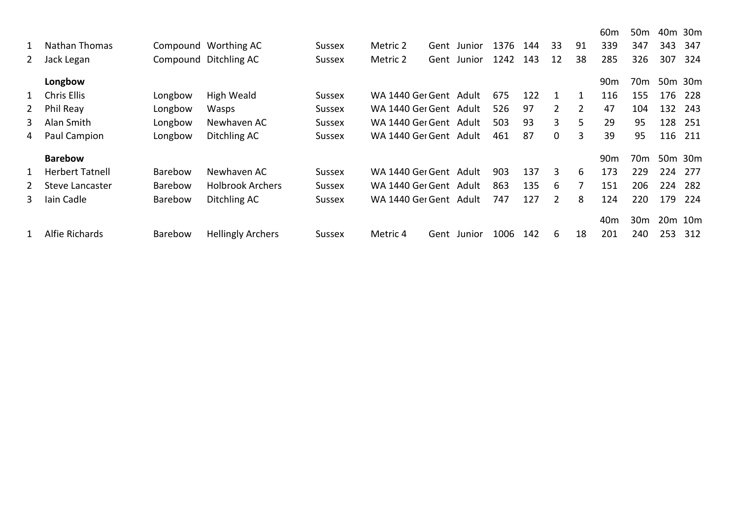| | | | | | | | | | | | | | 60m | 50m | 40m | 30m |
|---|---|---|---|---|---|---|---|---|---|---|---|---|---|---|---|---|
| 1 | Nathan Thomas | Compound | Worthing AC | Sussex | Metric 2 | Gent | Junior | 1376 | 144 | 33 | 91 | | 339 | 347 | 343 | 347 |
| 2 | Jack Legan | Compound | Ditchling AC | Sussex | Metric 2 | Gent | Junior | 1242 | 143 | 12 | 38 | | 285 | 326 | 307 | 324 |
| | **Longbow** | | | | | | | | | | | | 90m | 70m | 50m | 30m |
| 1 | Chris Ellis | Longbow | High Weald | Sussex | WA 1440 Ger | Gent | Adult | 675 | 122 | 1 | 1 | | 116 | 155 | 176 | 228 |
| 2 | Phil Reay | Longbow | Wasps | Sussex | WA 1440 Ger | Gent | Adult | 526 | 97 | 2 | 2 | | 47 | 104 | 132 | 243 |
| 3 | Alan Smith | Longbow | Newhaven AC | Sussex | WA 1440 Ger | Gent | Adult | 503 | 93 | 3 | 5 | | 29 | 95 | 128 | 251 |
| 4 | Paul Campion | Longbow | Ditchling AC | Sussex | WA 1440 Ger | Gent | Adult | 461 | 87 | 0 | 3 | | 39 | 95 | 116 | 211 |
| | **Barebow** | | | | | | | | | | | | 90m | 70m | 50m | 30m |
| 1 | Herbert Tatnell | Barebow | Newhaven AC | Sussex | WA 1440 Ger | Gent | Adult | 903 | 137 | 3 | 6 | | 173 | 229 | 224 | 277 |
| 2 | Steve Lancaster | Barebow | Holbrook Archers | Sussex | WA 1440 Ger | Gent | Adult | 863 | 135 | 6 | 7 | | 151 | 206 | 224 | 282 |
| 3 | Iain Cadle | Barebow | Ditchling AC | Sussex | WA 1440 Ger | Gent | Adult | 747 | 127 | 2 | 8 | | 124 | 220 | 179 | 224 |
| | | | | | | | | | | | | | 40m | 30m | 20m | 10m |
| 1 | Alfie Richards | Barebow | Hellingly Archers | Sussex | Metric 4 | Gent | Junior | 1006 | 142 | 6 | 18 | | 201 | 240 | 253 | 312 |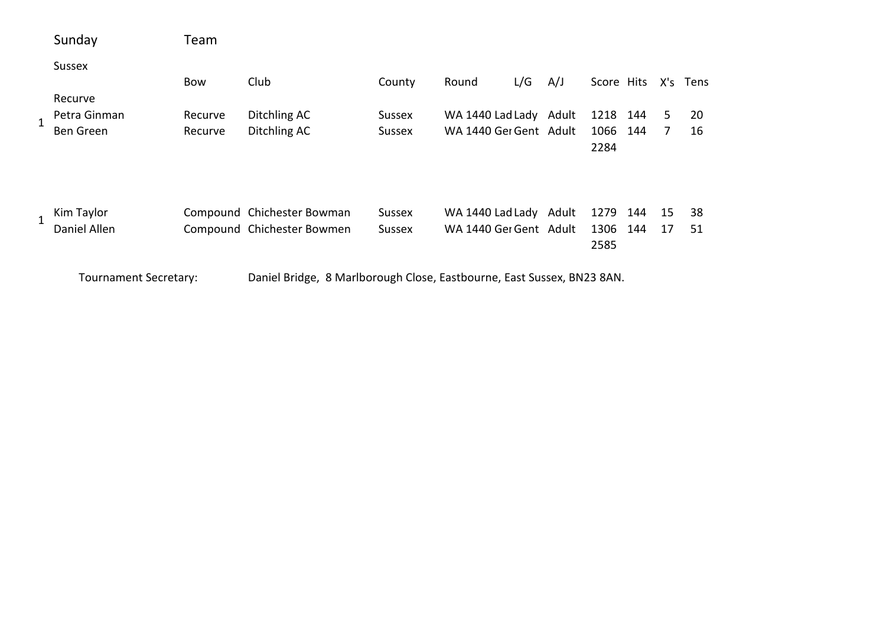| | Sunday | Team | | | | | | | | | |
|---|---|---|---|---|---|---|---|---|---|---|---|
| | Sussex | | | | | | | | | | |
| | | Bow | Club | County | Round | L/G | A/J | Score | Hits | X's | Tens |
| | Recurve | | | | | | | | | | |
| 1 | Petra Ginman | Recurve | Ditchling AC | Sussex | WA 1440 Lad | Lady | Adult | 1218 | 144 | 5 | 20 |
| | Ben Green | Recurve | Ditchling AC | Sussex | WA 1440 Ger | Gent | Adult | 1066 | 144 | 7 | 16 |
| | | | | | | | | 2284 | | | |
| | | | | | | | | | | | |
| 1 | Kim Taylor | Compound | Chichester Bowman | Sussex | WA 1440 Lad | Lady | Adult | 1279 | 144 | 15 | 38 |
| | Daniel Allen | Compound | Chichester Bowmen | Sussex | WA 1440 Ger | Gent | Adult | 1306 | 144 | 17 | 51 |
| | | | | | | | | 2585 | | | |

Tournament Secretary: Daniel Bridge, 8 Marlborough Close, Eastbourne, East Sussex, BN23 8AN.